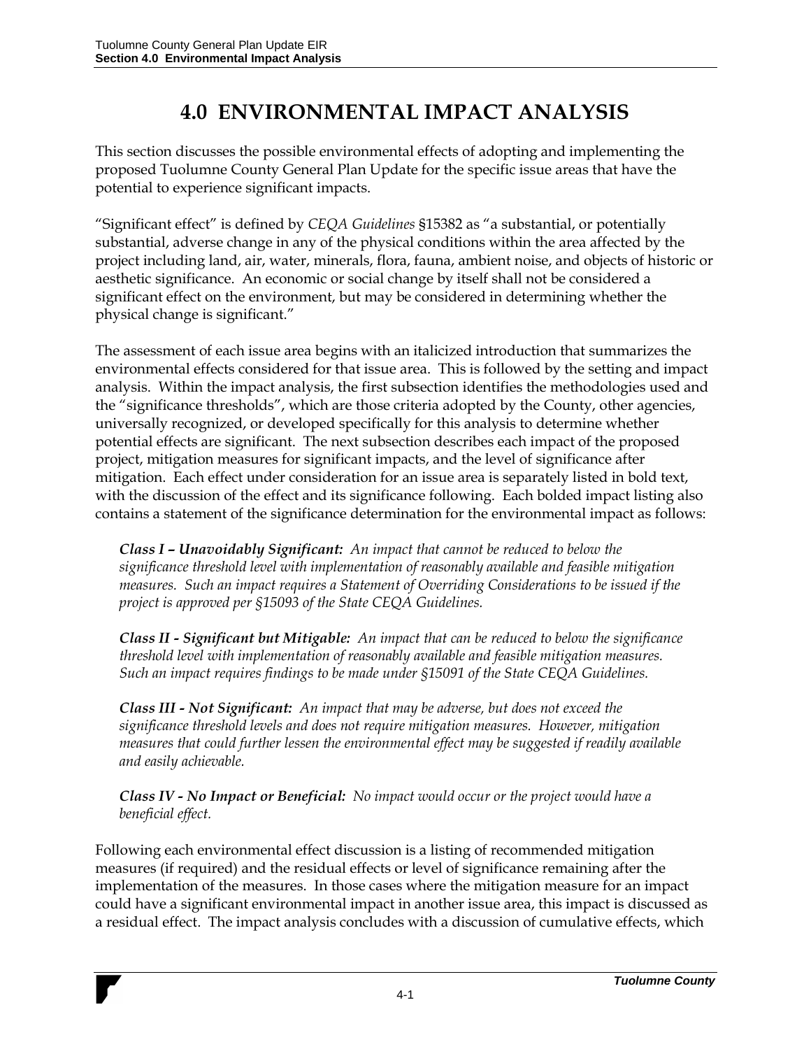# 4.0 ENVIRONMENTAL IMPACT ANALYSIS

This section discusses the possible environmental effects of adopting and implementing the proposed Tuolumne County General Plan Update for the specific issue areas that have the potential to experience significant impacts.

"Significant effect" is defined by *CEQA Guidelines* §15382 as "a substantial, or potentially substantial, adverse change in any of the physical conditions within the area affected by the project including land, air, water, minerals, flora, fauna, ambient noise, and objects of historic or aesthetic significance. An economic or social change by itself shall not be considered a significant effect on the environment, but may be considered in determining whether the physical change is significant."

The assessment of each issue area begins with an italicized introduction that summarizes the environmental effects considered for that issue area. This is followed by the setting and impact analysis. Within the impact analysis, the first subsection identifies the methodologies used and the "significance thresholds", which are those criteria adopted by the County, other agencies, universally recognized, or developed specifically for this analysis to determine whether potential effects are significant. The next subsection describes each impact of the proposed project, mitigation measures for significant impacts, and the level of significance after mitigation. Each effect under consideration for an issue area is separately listed in bold text, with the discussion of the effect and its significance following. Each bolded impact listing also contains a statement of the significance determination for the environmental impact as follows:

> ***Class I – Unavoidably Significant:*** *An impact that cannot be reduced to below the significance threshold level with implementation of reasonably available and feasible mitigation measures. Such an impact requires a Statement of Overriding Considerations to be issued if the project is approved per §15093 of the State CEQA Guidelines.*
>
> ***Class II - Significant but Mitigable:*** *An impact that can be reduced to below the significance threshold level with implementation of reasonably available and feasible mitigation measures. Such an impact requires findings to be made under §15091 of the State CEQA Guidelines.*
>
> ***Class III - Not Significant:*** *An impact that may be adverse, but does not exceed the significance threshold levels and does not require mitigation measures. However, mitigation measures that could further lessen the environmental effect may be suggested if readily available and easily achievable.*
>
> ***Class IV - No Impact or Beneficial:*** *No impact would occur or the project would have a beneficial effect.*

Following each environmental effect discussion is a listing of recommended mitigation measures (if required) and the residual effects or level of significance remaining after the implementation of the measures. In those cases where the mitigation measure for an impact could have a significant environmental impact in another issue area, this impact is discussed as a residual effect. The impact analysis concludes with a discussion of cumulative effects, which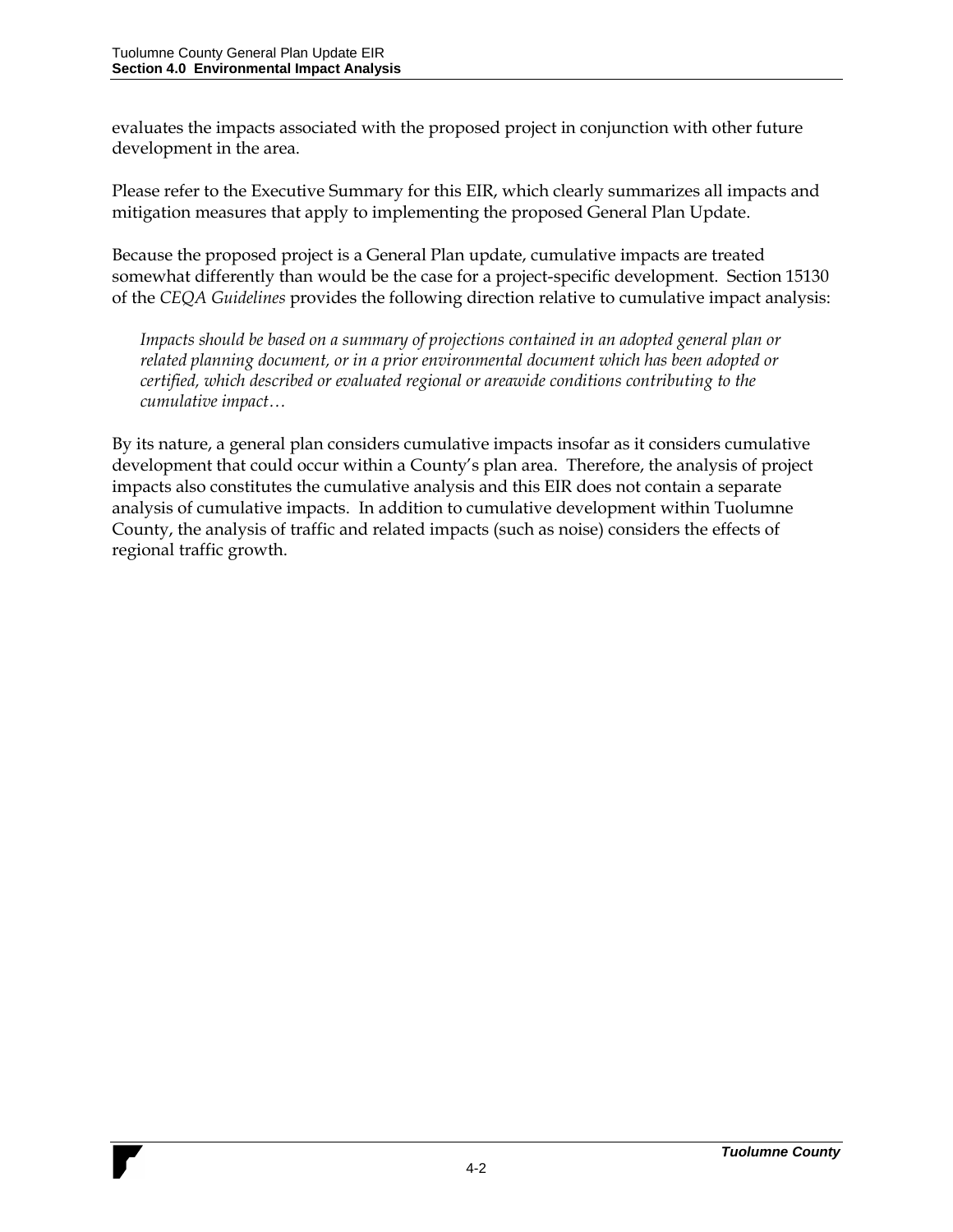evaluates the impacts associated with the proposed project in conjunction with other future development in the area.

Please refer to the Executive Summary for this EIR, which clearly summarizes all impacts and mitigation measures that apply to implementing the proposed General Plan Update.

Because the proposed project is a General Plan update, cumulative impacts are treated somewhat differently than would be the case for a project-specific development. Section 15130 of the *CEQA Guidelines* provides the following direction relative to cumulative impact analysis:

> *Impacts should be based on a summary of projections contained in an adopted general plan or related planning document, or in a prior environmental document which has been adopted or certified, which described or evaluated regional or areawide conditions contributing to the cumulative impact…*

By its nature, a general plan considers cumulative impacts insofar as it considers cumulative development that could occur within a County's plan area. Therefore, the analysis of project impacts also constitutes the cumulative analysis and this EIR does not contain a separate analysis of cumulative impacts. In addition to cumulative development within Tuolumne County, the analysis of traffic and related impacts (such as noise) considers the effects of regional traffic growth.